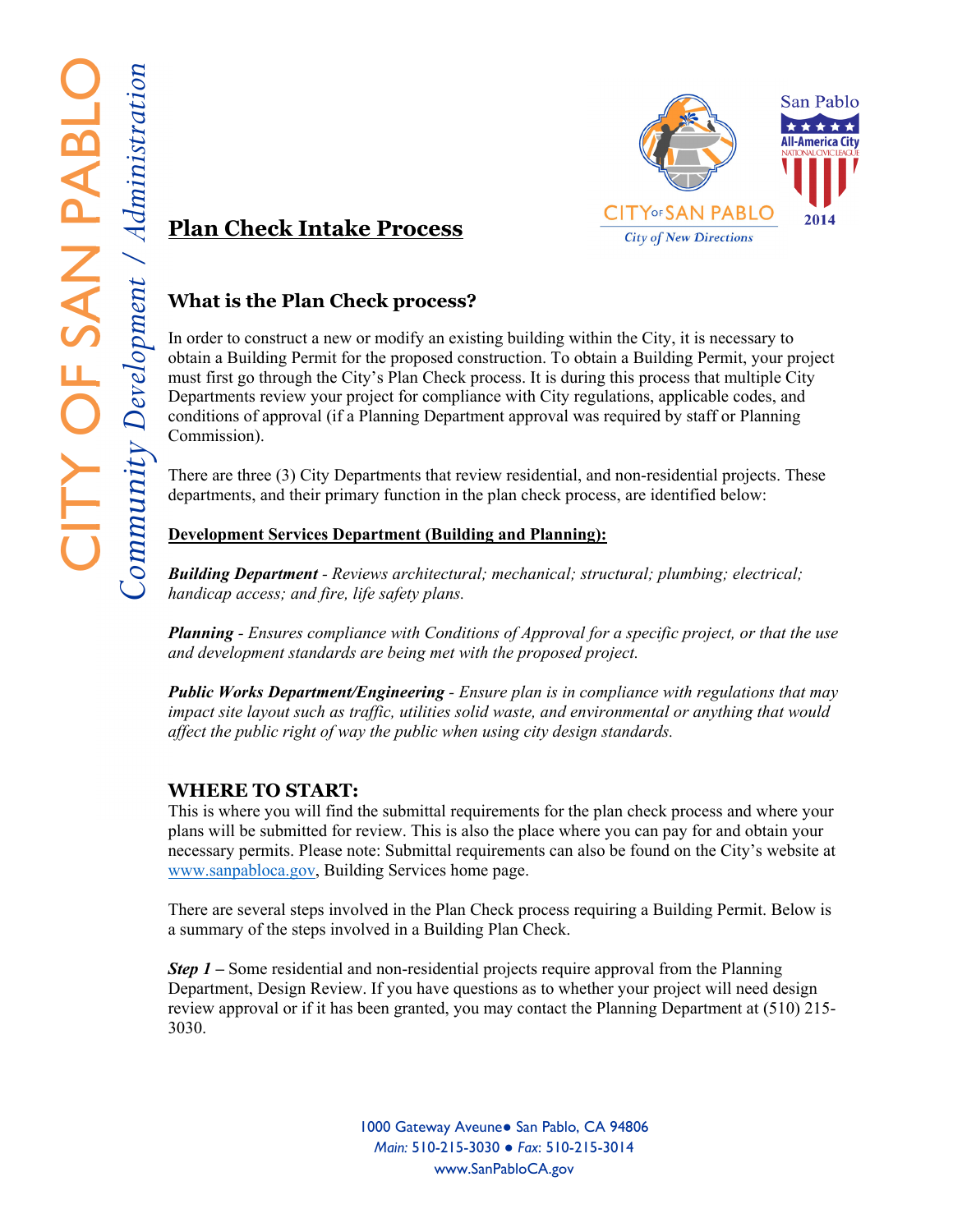# Plan Check Intake Process

## What is the Plan Check process?

In order to construct a new or modify an existing building within the City, it is necessary to obtain a Building Permit for the proposed construction. To obtain a Building Permit, your project must first go through the City's Plan Check process. It is during this process that multiple City Departments review your project for compliance with City regulations, applicable codes, and conditions of approval (if a Planning Department approval was required by staff or Planning Commission).

There are three (3) City Departments that review residential, and non-residential projects. These departments, and their primary function in the plan check process, are identified below:

**Development Services Department (Building and Planning):**

***Building Department*** *- Reviews architectural; mechanical; structural; plumbing; electrical; handicap access; and fire, life safety plans.*

***Planning*** *- Ensures compliance with Conditions of Approval for a specific project, or that the use and development standards are being met with the proposed project.*

***Public Works Department/Engineering*** *- Ensure plan is in compliance with regulations that may impact site layout such as traffic, utilities solid waste, and environmental or anything that would affect the public right of way the public when using city design standards.*

## WHERE TO START:

This is where you will find the submittal requirements for the plan check process and where your plans will be submitted for review. This is also the place where you can pay for and obtain your necessary permits. Please note: Submittal requirements can also be found on the City's website at www.sanpabloca.gov, Building Services home page.

There are several steps involved in the Plan Check process requiring a Building Permit. Below is a summary of the steps involved in a Building Plan Check.

***Step 1*** **–** Some residential and non-residential projects require approval from the Planning Department, Design Review. If you have questions as to whether your project will need design review approval or if it has been granted, you may contact the Planning Department at (510) 215-3030.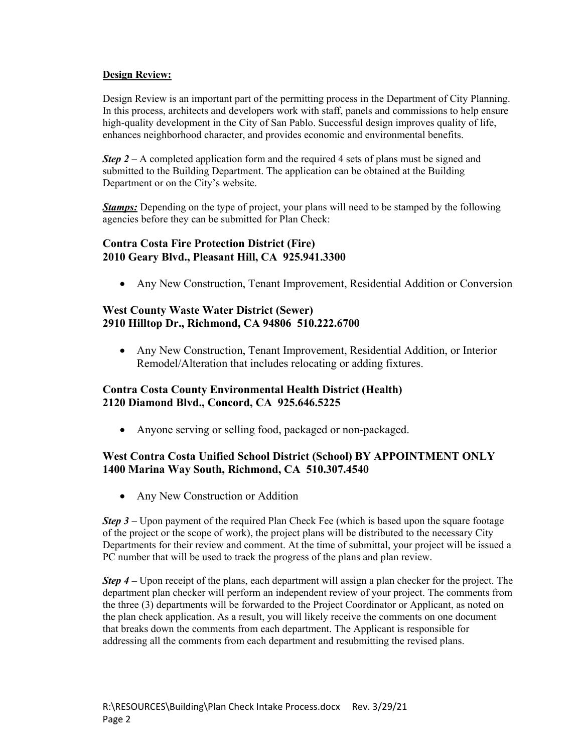**Design Review:**

Design Review is an important part of the permitting process in the Department of City Planning. In this process, architects and developers work with staff, panels and commissions to help ensure high-quality development in the City of San Pablo. Successful design improves quality of life, enhances neighborhood character, and provides economic and environmental benefits.

***Step 2*** – A completed application form and the required 4 sets of plans must be signed and submitted to the Building Department. The application can be obtained at the Building Department or on the City's website.

***Stamps:*** Depending on the type of project, your plans will need to be stamped by the following agencies before they can be submitted for Plan Check:

### Contra Costa Fire Protection District (Fire)
### 2010 Geary Blvd., Pleasant Hill, CA 925.941.3300

- Any New Construction, Tenant Improvement, Residential Addition or Conversion

### West County Waste Water District (Sewer)
### 2910 Hilltop Dr., Richmond, CA 94806 510.222.6700

- Any New Construction, Tenant Improvement, Residential Addition, or Interior Remodel/Alteration that includes relocating or adding fixtures.

### Contra Costa County Environmental Health District (Health)
### 2120 Diamond Blvd., Concord, CA 925.646.5225

- Anyone serving or selling food, packaged or non-packaged.

### West Contra Costa Unified School District (School) BY APPOINTMENT ONLY
### 1400 Marina Way South, Richmond, CA 510.307.4540

- Any New Construction or Addition

***Step 3*** – Upon payment of the required Plan Check Fee (which is based upon the square footage of the project or the scope of work), the project plans will be distributed to the necessary City Departments for their review and comment. At the time of submittal, your project will be issued a PC number that will be used to track the progress of the plans and plan review.

***Step 4*** – Upon receipt of the plans, each department will assign a plan checker for the project. The department plan checker will perform an independent review of your project. The comments from the three (3) departments will be forwarded to the Project Coordinator or Applicant, as noted on the plan check application. As a result, you will likely receive the comments on one document that breaks down the comments from each department. The Applicant is responsible for addressing all the comments from each department and resubmitting the revised plans.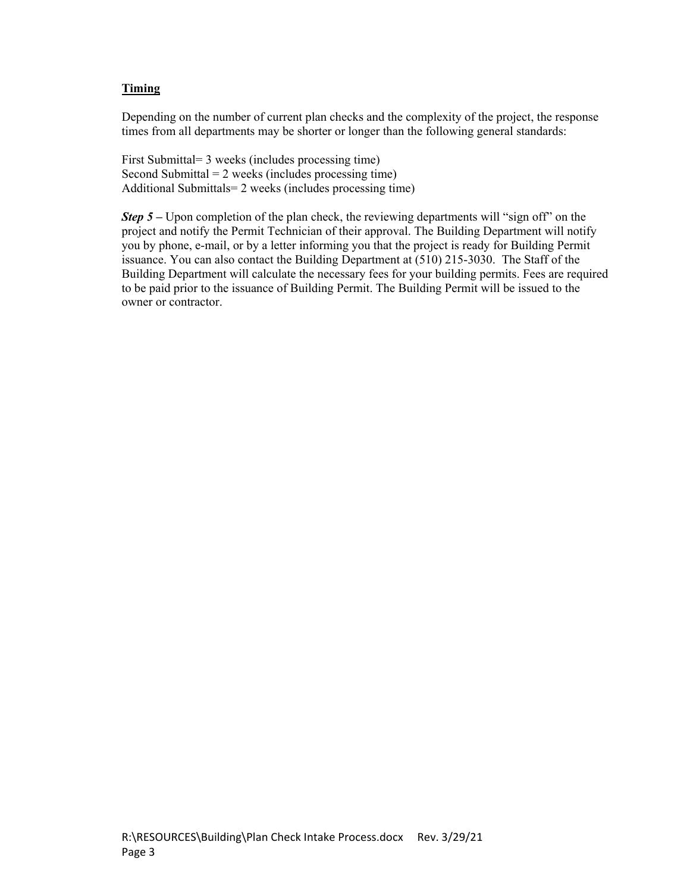**Timing**

Depending on the number of current plan checks and the complexity of the project, the response times from all departments may be shorter or longer than the following general standards:

First Submittal= 3 weeks (includes processing time)
Second Submittal = 2 weeks (includes processing time)
Additional Submittals= 2 weeks (includes processing time)

***Step 5 –*** Upon completion of the plan check, the reviewing departments will "sign off" on the project and notify the Permit Technician of their approval. The Building Department will notify you by phone, e-mail, or by a letter informing you that the project is ready for Building Permit issuance. You can also contact the Building Department at (510) 215-3030. The Staff of the Building Department will calculate the necessary fees for your building permits. Fees are required to be paid prior to the issuance of Building Permit. The Building Permit will be issued to the owner or contractor.